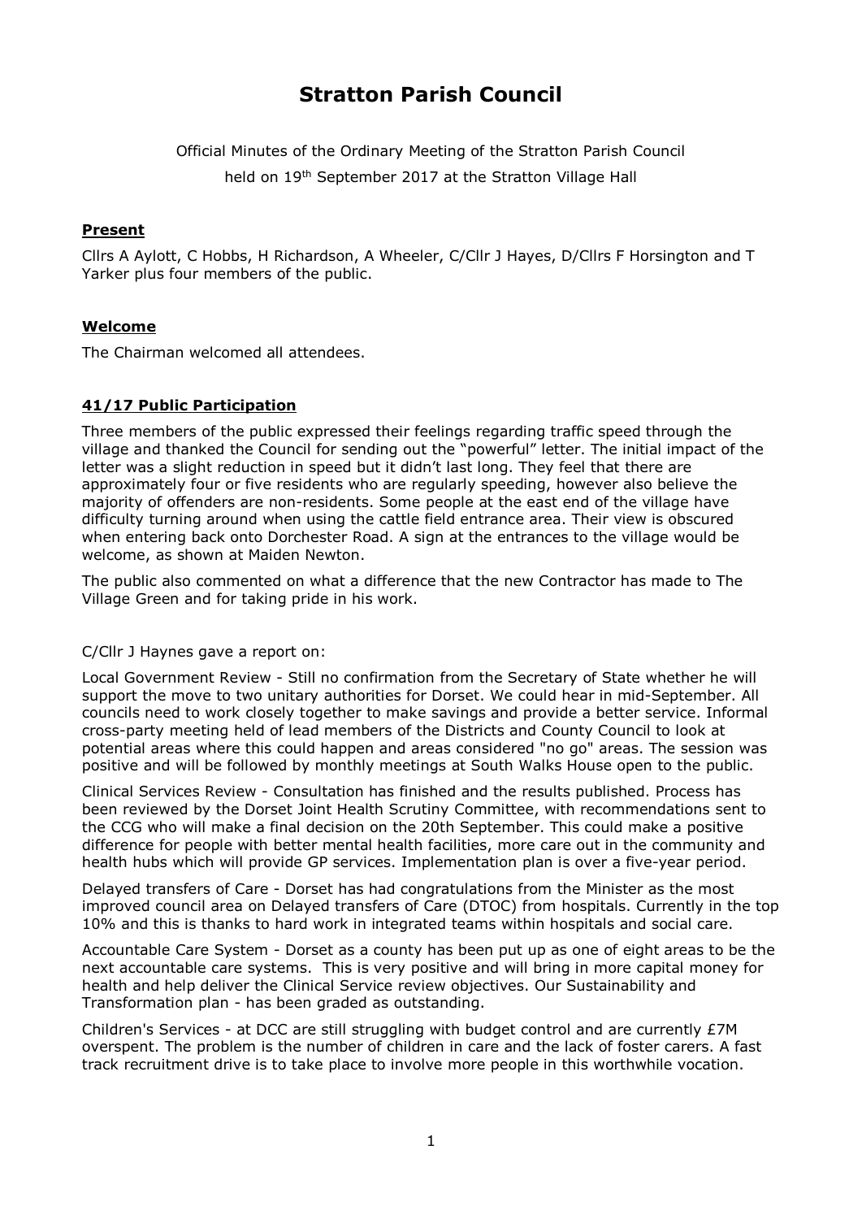# Stratton Parish Council

Official Minutes of the Ordinary Meeting of the Stratton Parish Council held on 19th September 2017 at the Stratton Village Hall

## Present

Cllrs A Aylott, C Hobbs, H Richardson, A Wheeler, C/Cllr J Hayes, D/Cllrs F Horsington and T Yarker plus four members of the public.

## Welcome

The Chairman welcomed all attendees.

## 41/17 Public Participation

Three members of the public expressed their feelings regarding traffic speed through the village and thanked the Council for sending out the "powerful" letter. The initial impact of the letter was a slight reduction in speed but it didn't last long. They feel that there are approximately four or five residents who are regularly speeding, however also believe the majority of offenders are non-residents. Some people at the east end of the village have difficulty turning around when using the cattle field entrance area. Their view is obscured when entering back onto Dorchester Road. A sign at the entrances to the village would be welcome, as shown at Maiden Newton.

The public also commented on what a difference that the new Contractor has made to The Village Green and for taking pride in his work.

C/Cllr J Haynes gave a report on:

Local Government Review - Still no confirmation from the Secretary of State whether he will support the move to two unitary authorities for Dorset. We could hear in mid-September. All councils need to work closely together to make savings and provide a better service. Informal cross-party meeting held of lead members of the Districts and County Council to look at potential areas where this could happen and areas considered "no go" areas. The session was positive and will be followed by monthly meetings at South Walks House open to the public.

Clinical Services Review - Consultation has finished and the results published. Process has been reviewed by the Dorset Joint Health Scrutiny Committee, with recommendations sent to the CCG who will make a final decision on the 20th September. This could make a positive difference for people with better mental health facilities, more care out in the community and health hubs which will provide GP services. Implementation plan is over a five-year period.

Delayed transfers of Care - Dorset has had congratulations from the Minister as the most improved council area on Delayed transfers of Care (DTOC) from hospitals. Currently in the top 10% and this is thanks to hard work in integrated teams within hospitals and social care.

Accountable Care System - Dorset as a county has been put up as one of eight areas to be the next accountable care systems. This is very positive and will bring in more capital money for health and help deliver the Clinical Service review objectives. Our Sustainability and Transformation plan - has been graded as outstanding.

Children's Services - at DCC are still struggling with budget control and are currently £7M overspent. The problem is the number of children in care and the lack of foster carers. A fast track recruitment drive is to take place to involve more people in this worthwhile vocation.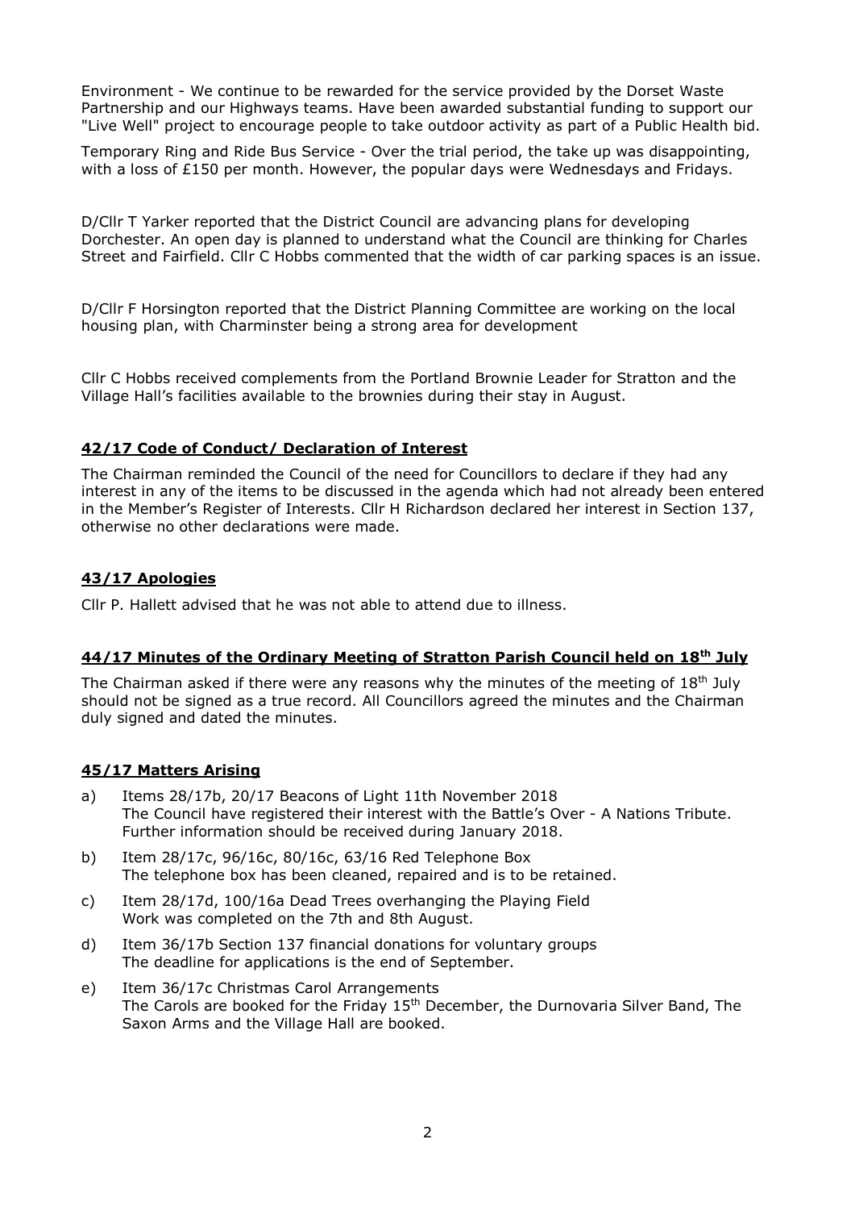Environment - We continue to be rewarded for the service provided by the Dorset Waste Partnership and our Highways teams. Have been awarded substantial funding to support our "Live Well" project to encourage people to take outdoor activity as part of a Public Health bid.

Temporary Ring and Ride Bus Service - Over the trial period, the take up was disappointing, with a loss of £150 per month. However, the popular days were Wednesdays and Fridays.

D/Cllr T Yarker reported that the District Council are advancing plans for developing Dorchester. An open day is planned to understand what the Council are thinking for Charles Street and Fairfield. Cllr C Hobbs commented that the width of car parking spaces is an issue.

D/Cllr F Horsington reported that the District Planning Committee are working on the local housing plan, with Charminster being a strong area for development

Cllr C Hobbs received complements from the Portland Brownie Leader for Stratton and the Village Hall's facilities available to the brownies during their stay in August.

## 42/17 Code of Conduct/ Declaration of Interest

The Chairman reminded the Council of the need for Councillors to declare if they had any interest in any of the items to be discussed in the agenda which had not already been entered in the Member's Register of Interests. Cllr H Richardson declared her interest in Section 137, otherwise no other declarations were made.

## 43/17 Apologies

Cllr P. Hallett advised that he was not able to attend due to illness.

## 44/17 Minutes of the Ordinary Meeting of Stratton Parish Council held on 18th July

The Chairman asked if there were any reasons why the minutes of the meeting of 18th July should not be signed as a true record. All Councillors agreed the minutes and the Chairman duly signed and dated the minutes.

## 45/17 Matters Arising

a) Items 28/17b, 20/17 Beacons of Light 11th November 2018
The Council have registered their interest with the Battle's Over - A Nations Tribute. Further information should be received during January 2018.

b) Item 28/17c, 96/16c, 80/16c, 63/16 Red Telephone Box
The telephone box has been cleaned, repaired and is to be retained.

c) Item 28/17d, 100/16a Dead Trees overhanging the Playing Field
Work was completed on the 7th and 8th August.

d) Item 36/17b Section 137 financial donations for voluntary groups
The deadline for applications is the end of September.

e) Item 36/17c Christmas Carol Arrangements
The Carols are booked for the Friday 15th December, the Durnovaria Silver Band, The Saxon Arms and the Village Hall are booked.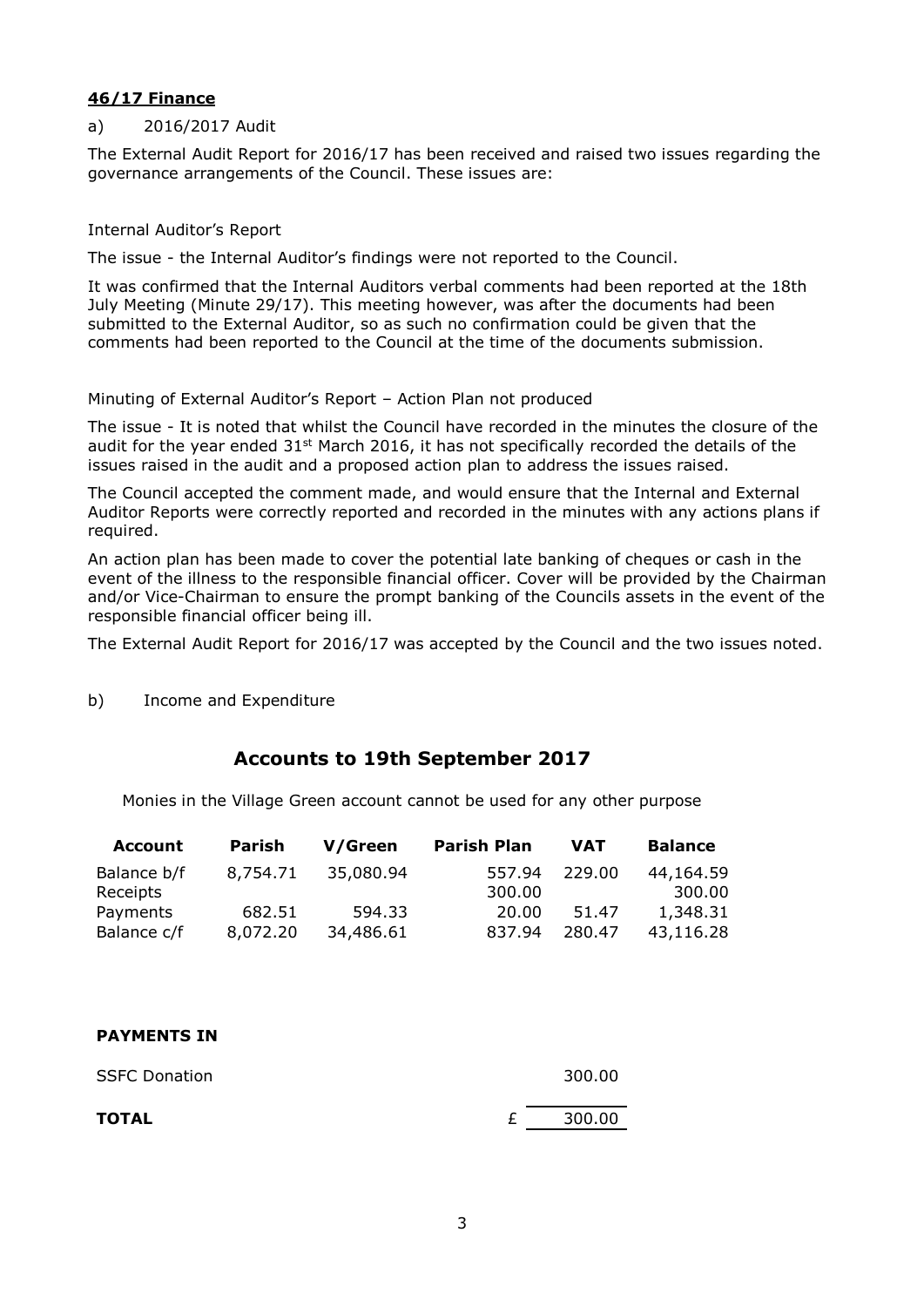**46/17 Finance**

a) 2016/2017 Audit

The External Audit Report for 2016/17 has been received and raised two issues regarding the governance arrangements of the Council. These issues are:

Internal Auditor's Report

The issue - the Internal Auditor's findings were not reported to the Council.

It was confirmed that the Internal Auditors verbal comments had been reported at the 18th July Meeting (Minute 29/17). This meeting however, was after the documents had been submitted to the External Auditor, so as such no confirmation could be given that the comments had been reported to the Council at the time of the documents submission.

Minuting of External Auditor's Report – Action Plan not produced

The issue - It is noted that whilst the Council have recorded in the minutes the closure of the audit for the year ended 31st March 2016, it has not specifically recorded the details of the issues raised in the audit and a proposed action plan to address the issues raised.

The Council accepted the comment made, and would ensure that the Internal and External Auditor Reports were correctly reported and recorded in the minutes with any actions plans if required.

An action plan has been made to cover the potential late banking of cheques or cash in the event of the illness to the responsible financial officer. Cover will be provided by the Chairman and/or Vice-Chairman to ensure the prompt banking of the Councils assets in the event of the responsible financial officer being ill.

The External Audit Report for 2016/17 was accepted by the Council and the two issues noted.

b) Income and Expenditure

## Accounts to 19th September 2017

Monies in the Village Green account cannot be used for any other purpose

| Account | Parish | V/Green | Parish Plan | VAT | Balance |
|---|---|---|---|---|---|
| Balance b/f | 8,754.71 | 35,080.94 | 557.94 | 229.00 | 44,164.59 |
| Receipts | | | 300.00 | | 300.00 |
| Payments | 682.51 | 594.33 | 20.00 | 51.47 | 1,348.31 |
| Balance c/f | 8,072.20 | 34,486.61 | 837.94 | 280.47 | 43,116.28 |

**PAYMENTS IN**

| | | |
|---|---|---|
| SSFC Donation | | 300.00 |
| **TOTAL** | £ | 300.00 |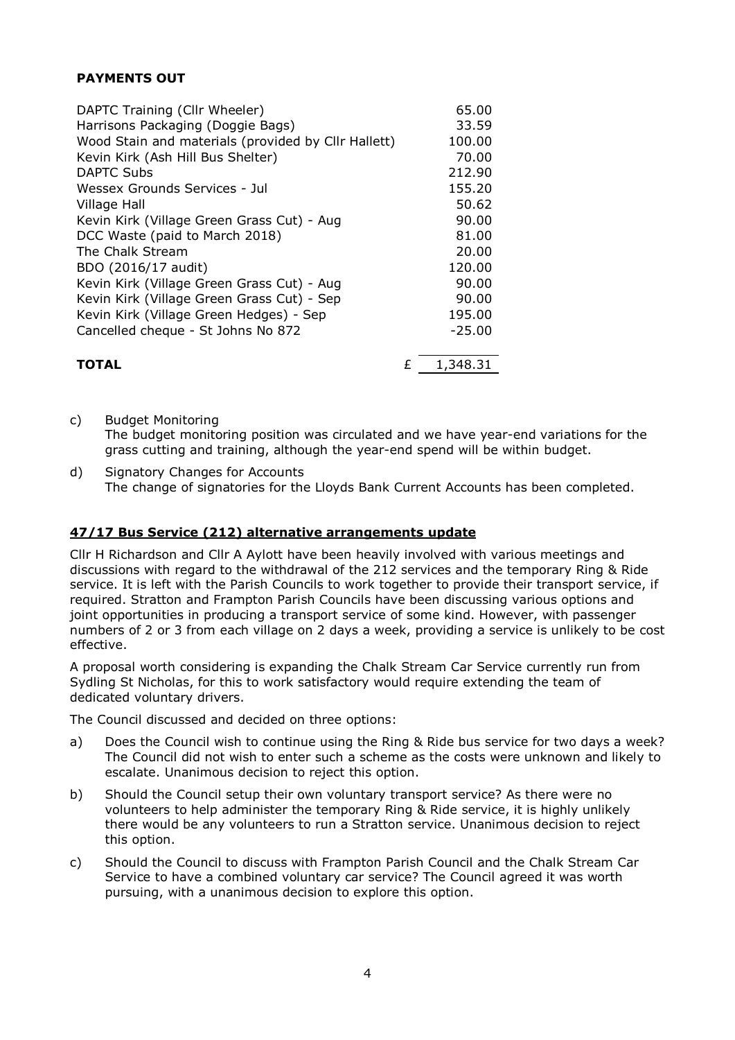**PAYMENTS OUT**

| | |
|---|---:|
| DAPTC Training (Cllr Wheeler) | 65.00 |
| Harrisons Packaging (Doggie Bags) | 33.59 |
| Wood Stain and materials (provided by Cllr Hallett) | 100.00 |
| Kevin Kirk (Ash Hill Bus Shelter) | 70.00 |
| DAPTC Subs | 212.90 |
| Wessex Grounds Services - Jul | 155.20 |
| Village Hall | 50.62 |
| Kevin Kirk (Village Green Grass Cut) - Aug | 90.00 |
| DCC Waste (paid to March 2018) | 81.00 |
| The Chalk Stream | 20.00 |
| BDO (2016/17 audit) | 120.00 |
| Kevin Kirk (Village Green Grass Cut) - Aug | 90.00 |
| Kevin Kirk (Village Green Grass Cut) - Sep | 90.00 |
| Kevin Kirk (Village Green Hedges) - Sep | 195.00 |
| Cancelled cheque - St Johns No 872 | -25.00 |
| **TOTAL** | £ 1,348.31 |

c) Budget Monitoring
The budget monitoring position was circulated and we have year-end variations for the grass cutting and training, although the year-end spend will be within budget.

d) Signatory Changes for Accounts
The change of signatories for the Lloyds Bank Current Accounts has been completed.

## 47/17 Bus Service (212) alternative arrangements update

Cllr H Richardson and Cllr A Aylott have been heavily involved with various meetings and discussions with regard to the withdrawal of the 212 services and the temporary Ring & Ride service. It is left with the Parish Councils to work together to provide their transport service, if required. Stratton and Frampton Parish Councils have been discussing various options and joint opportunities in producing a transport service of some kind. However, with passenger numbers of 2 or 3 from each village on 2 days a week, providing a service is unlikely to be cost effective.

A proposal worth considering is expanding the Chalk Stream Car Service currently run from Sydling St Nicholas, for this to work satisfactory would require extending the team of dedicated voluntary drivers.

The Council discussed and decided on three options:

a) Does the Council wish to continue using the Ring & Ride bus service for two days a week? The Council did not wish to enter such a scheme as the costs were unknown and likely to escalate. Unanimous decision to reject this option.

b) Should the Council setup their own voluntary transport service? As there were no volunteers to help administer the temporary Ring & Ride service, it is highly unlikely there would be any volunteers to run a Stratton service. Unanimous decision to reject this option.

c) Should the Council to discuss with Frampton Parish Council and the Chalk Stream Car Service to have a combined voluntary car service? The Council agreed it was worth pursuing, with a unanimous decision to explore this option.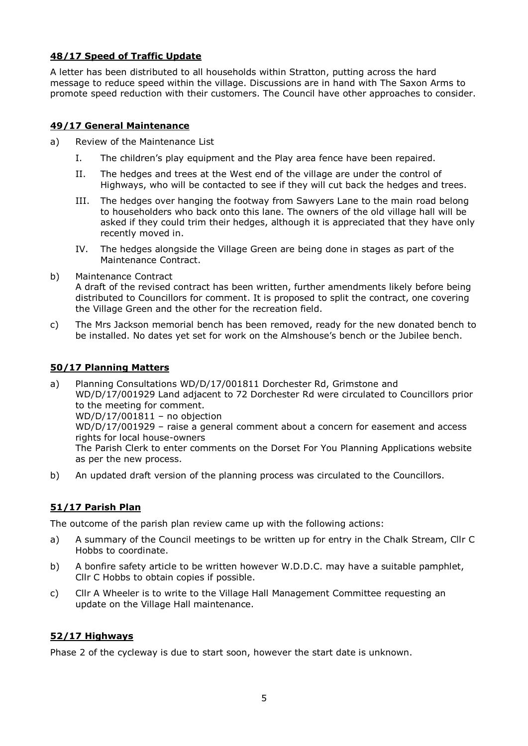## 48/17 Speed of Traffic Update

A letter has been distributed to all households within Stratton, putting across the hard message to reduce speed within the village. Discussions are in hand with The Saxon Arms to promote speed reduction with their customers. The Council have other approaches to consider.

## 49/17 General Maintenance

a) Review of the Maintenance List

   I. The children's play equipment and the Play area fence have been repaired.

   II. The hedges and trees at the West end of the village are under the control of Highways, who will be contacted to see if they will cut back the hedges and trees.

   III. The hedges over hanging the footway from Sawyers Lane to the main road belong to householders who back onto this lane. The owners of the old village hall will be asked if they could trim their hedges, although it is appreciated that they have only recently moved in.

   IV. The hedges alongside the Village Green are being done in stages as part of the Maintenance Contract.

b) Maintenance Contract
   A draft of the revised contract has been written, further amendments likely before being distributed to Councillors for comment. It is proposed to split the contract, one covering the Village Green and the other for the recreation field.

c) The Mrs Jackson memorial bench has been removed, ready for the new donated bench to be installed. No dates yet set for work on the Almshouse's bench or the Jubilee bench.

## 50/17 Planning Matters

a) Planning Consultations WD/D/17/001811 Dorchester Rd, Grimstone and WD/D/17/001929 Land adjacent to 72 Dorchester Rd were circulated to Councillors prior to the meeting for comment.
   WD/D/17/001811 – no objection
   WD/D/17/001929 – raise a general comment about a concern for easement and access rights for local house-owners
   The Parish Clerk to enter comments on the Dorset For You Planning Applications website as per the new process.

b) An updated draft version of the planning process was circulated to the Councillors.

## 51/17 Parish Plan

The outcome of the parish plan review came up with the following actions:

a) A summary of the Council meetings to be written up for entry in the Chalk Stream, Cllr C Hobbs to coordinate.

b) A bonfire safety article to be written however W.D.D.C. may have a suitable pamphlet, Cllr C Hobbs to obtain copies if possible.

c) Cllr A Wheeler is to write to the Village Hall Management Committee requesting an update on the Village Hall maintenance.

## 52/17 Highways

Phase 2 of the cycleway is due to start soon, however the start date is unknown.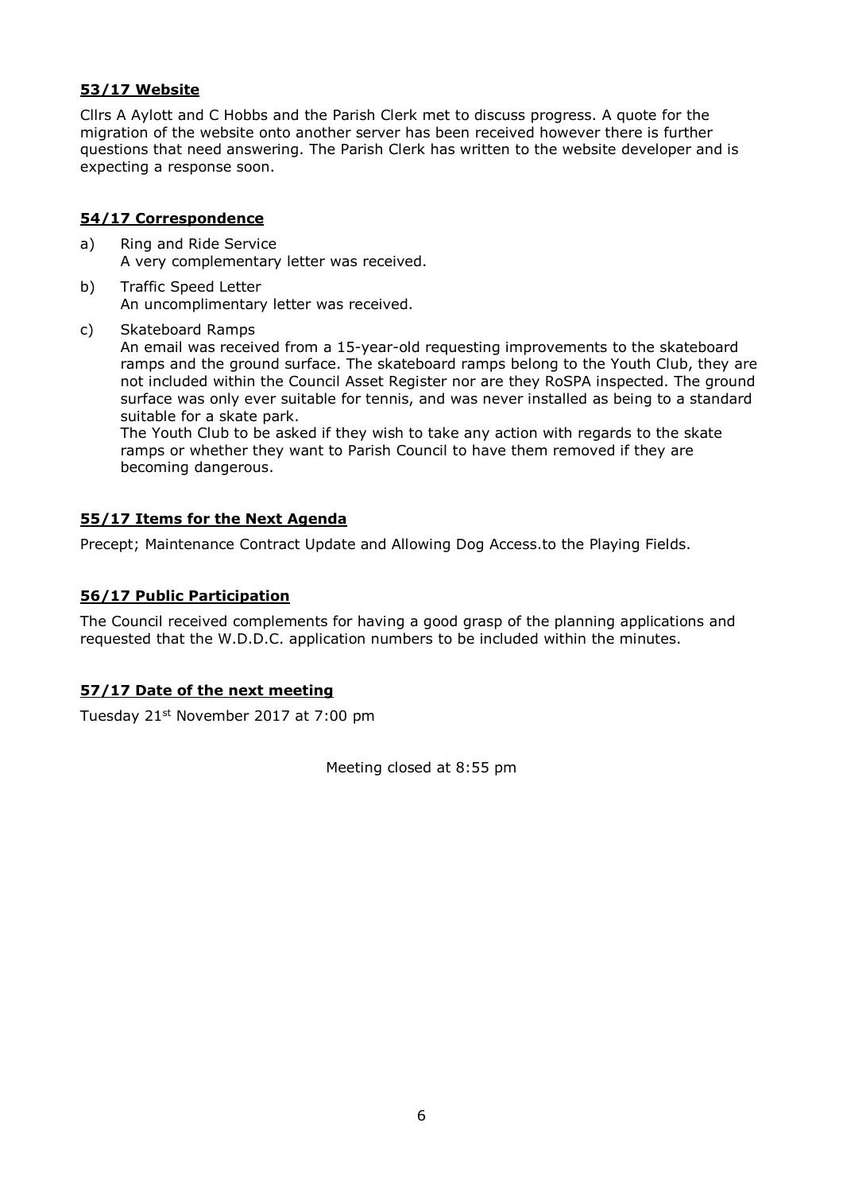## 53/17 Website

Cllrs A Aylott and C Hobbs and the Parish Clerk met to discuss progress. A quote for the migration of the website onto another server has been received however there is further questions that need answering. The Parish Clerk has written to the website developer and is expecting a response soon.

## 54/17 Correspondence

a) Ring and Ride Service
A very complementary letter was received.

b) Traffic Speed Letter
An uncomplimentary letter was received.

c) Skateboard Ramps
An email was received from a 15-year-old requesting improvements to the skateboard ramps and the ground surface. The skateboard ramps belong to the Youth Club, they are not included within the Council Asset Register nor are they RoSPA inspected. The ground surface was only ever suitable for tennis, and was never installed as being to a standard suitable for a skate park.
The Youth Club to be asked if they wish to take any action with regards to the skate ramps or whether they want to Parish Council to have them removed if they are becoming dangerous.

## 55/17 Items for the Next Agenda

Precept; Maintenance Contract Update and Allowing Dog Access.to the Playing Fields.

## 56/17 Public Participation

The Council received complements for having a good grasp of the planning applications and requested that the W.D.D.C. application numbers to be included within the minutes.

## 57/17 Date of the next meeting

Tuesday 21st November 2017 at 7:00 pm

Meeting closed at 8:55 pm